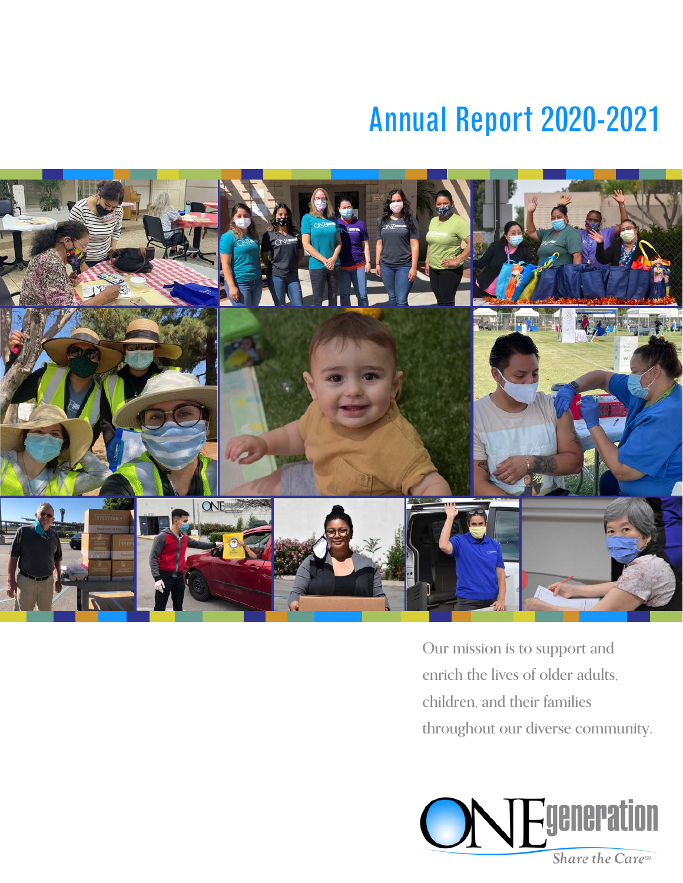# Annual Report 2020-2021

Our mission is to support and enrich the lives of older adults, children, and their families throughout our diverse community.

ONEgeneration

*Share the Care*℠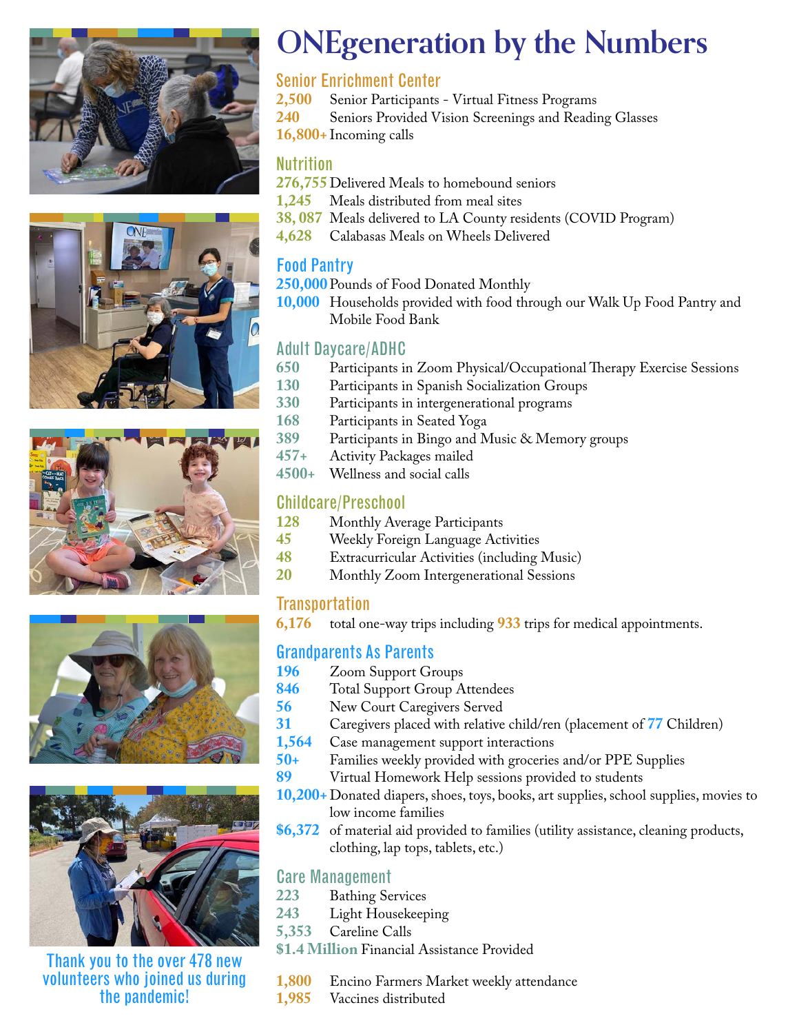# ONEgeneration by the Numbers

## Senior Enrichment Center

**2,500** Senior Participants - Virtual Fitness Programs
**240** Seniors Provided Vision Screenings and Reading Glasses
**16,800+** Incoming calls

## Nutrition

**276,755** Delivered Meals to homebound seniors
**1,245** Meals distributed from meal sites
**38, 087** Meals delivered to LA County residents (COVID Program)
**4,628** Calabasas Meals on Wheels Delivered

## Food Pantry

**250,000** Pounds of Food Donated Monthly
**10,000** Households provided with food through our Walk Up Food Pantry and Mobile Food Bank

## Adult Daycare/ADHC

**650** Participants in Zoom Physical/Occupational Therapy Exercise Sessions
**130** Participants in Spanish Socialization Groups
**330** Participants in intergenerational programs
**168** Participants in Seated Yoga
**389** Participants in Bingo and Music & Memory groups
**457+** Activity Packages mailed
**4500+** Wellness and social calls

## Childcare/Preschool

**128** Monthly Average Participants
**45** Weekly Foreign Language Activities
**48** Extracurricular Activities (including Music)
**20** Monthly Zoom Intergenerational Sessions

## Transportation

**6,176** total one-way trips including **933** trips for medical appointments.

## Grandparents As Parents

**196** Zoom Support Groups
**846** Total Support Group Attendees
**56** New Court Caregivers Served
**31** Caregivers placed with relative child/ren (placement of **77** Children)
**1,564** Case management support interactions
**50+** Families weekly provided with groceries and/or PPE Supplies
**89** Virtual Homework Help sessions provided to students
**10,200+** Donated diapers, shoes, toys, books, art supplies, school supplies, movies to low income families
**$6,372** of material aid provided to families (utility assistance, cleaning products, clothing, lap tops, tablets, etc.)

## Care Management

**223** Bathing Services
**243** Light Housekeeping
**5,353** Careline Calls
**$1.4 Million** Financial Assistance Provided

**1,800** Encino Farmers Market weekly attendance
**1,985** Vaccines distributed

Thank you to the over 478 new volunteers who joined us during the pandemic!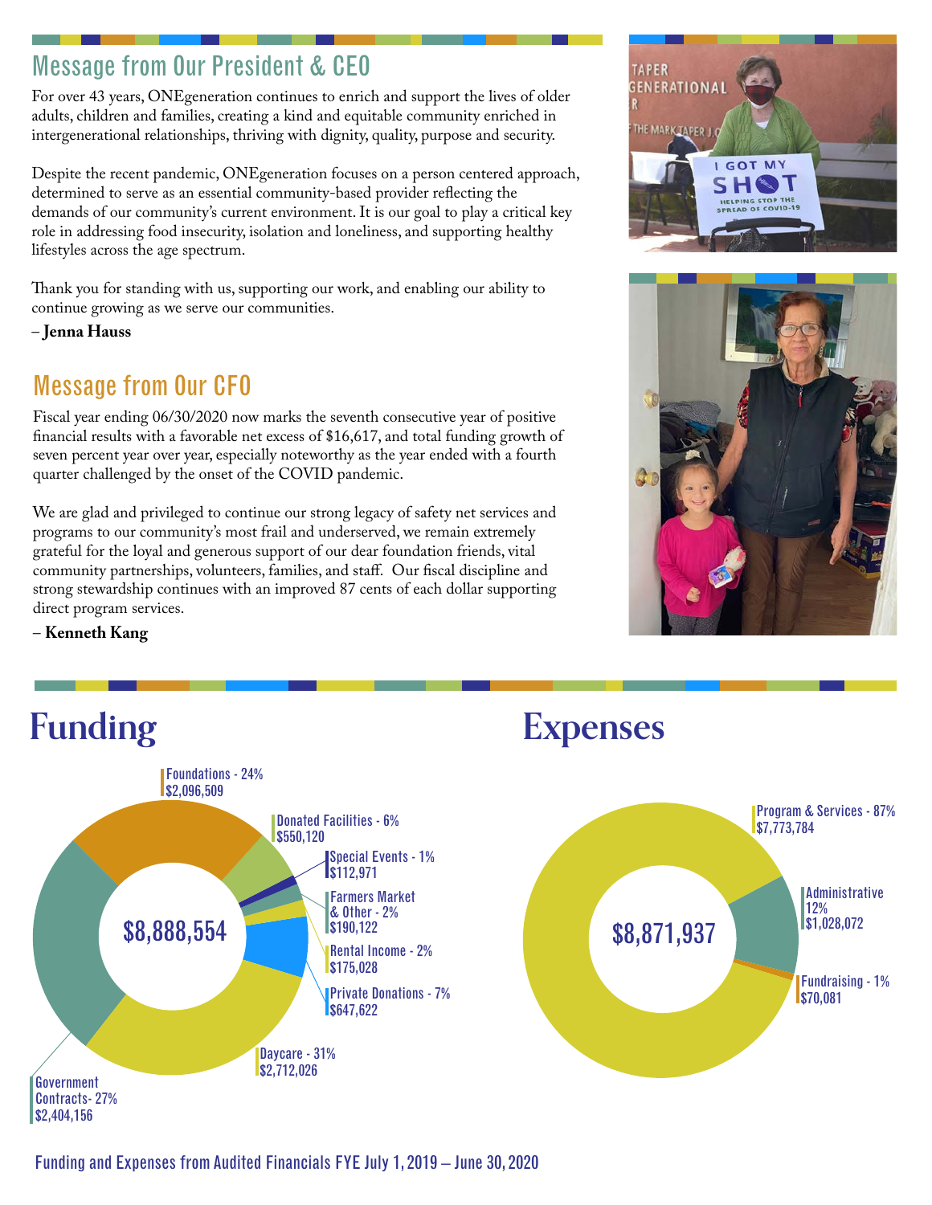## Message from Our President & CEO

For over 43 years, ONEgeneration continues to enrich and support the lives of older adults, children and families, creating a kind and equitable community enriched in intergenerational relationships, thriving with dignity, quality, purpose and security.

Despite the recent pandemic, ONEgeneration focuses on a person centered approach, determined to serve as an essential community-based provider reflecting the demands of our community's current environment. It is our goal to play a critical key role in addressing food insecurity, isolation and loneliness, and supporting healthy lifestyles across the age spectrum.

Thank you for standing with us, supporting our work, and enabling our ability to continue growing as we serve our communities.

**– Jenna Hauss**

## Message from Our CFO

Fiscal year ending 06/30/2020 now marks the seventh consecutive year of positive financial results with a favorable net excess of $16,617, and total funding growth of seven percent year over year, especially noteworthy as the year ended with a fourth quarter challenged by the onset of the COVID pandemic.

We are glad and privileged to continue our strong legacy of safety net services and programs to our community's most frail and underserved, we remain extremely grateful for the loyal and generous support of our dear foundation friends, vital community partnerships, volunteers, families, and staff. Our fiscal discipline and strong stewardship continues with an improved 87 cents of each dollar supporting direct program services.

**– Kenneth Kang**

# Funding

$8,888,554

- Foundations - 24% $2,096,509
- Donated Facilities - 6% $550,120
- Special Events - 1% $112,971
- Farmers Market & Other - 2% $190,122
- Rental Income - 2% $175,028
- Private Donations - 7% $647,622
- Daycare - 31% $2,712,026
- Government Contracts- 27% $2,404,156

# Expenses

$8,871,937

- Program & Services - 87% $7,773,784
- Administrative 12% $1,028,072
- Fundraising - 1% $70,081

Funding and Expenses from Audited Financials FYE July 1, 2019 – June 30, 2020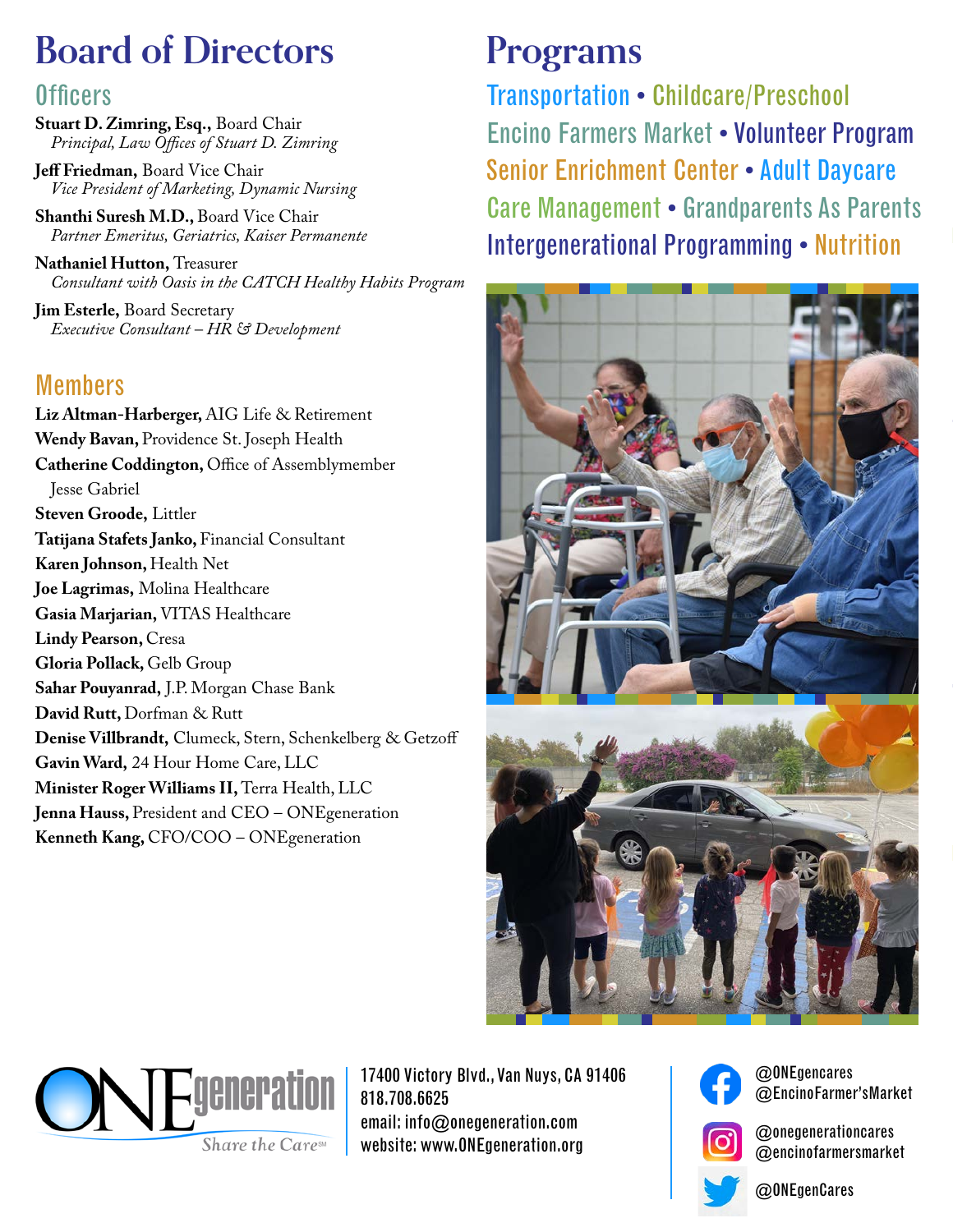# Board of Directors

## Officers

**Stuart D. Zimring, Esq.,** Board Chair
*Principal, Law Offices of Stuart D. Zimring*

**Jeff Friedman,** Board Vice Chair
*Vice President of Marketing, Dynamic Nursing*

**Shanthi Suresh M.D.,** Board Vice Chair
*Partner Emeritus, Geriatrics, Kaiser Permanente*

**Nathaniel Hutton,** Treasurer
*Consultant with Oasis in the CATCH Healthy Habits Program*

**Jim Esterle,** Board Secretary
*Executive Consultant – HR & Development*

## Members

**Liz Altman-Harberger,** AIG Life & Retirement
**Wendy Bavan,** Providence St. Joseph Health
**Catherine Coddington,** Office of Assemblymember Jesse Gabriel
**Steven Groode,** Littler
**Tatijana Stafets Janko,** Financial Consultant
**Karen Johnson,** Health Net
**Joe Lagrimas,** Molina Healthcare
**Gasia Marjarian,** VITAS Healthcare
**Lindy Pearson,** Cresa
**Gloria Pollack,** Gelb Group
**Sahar Pouyanrad,** J.P. Morgan Chase Bank
**David Rutt,** Dorfman & Rutt
**Denise Villbrandt,** Clumeck, Stern, Schenkelberg & Getzoff
**Gavin Ward,** 24 Hour Home Care, LLC
**Minister Roger Williams II,** Terra Health, LLC
**Jenna Hauss,** President and CEO – ONEgeneration
**Kenneth Kang,** CFO/COO – ONEgeneration

# Programs

Transportation • Childcare/Preschool
Encino Farmers Market • Volunteer Program
Senior Enrichment Center • Adult Daycare
Care Management • Grandparents As Parents
Intergenerational Programming • Nutrition

ONEgeneration
Share the Care℠

17400 Victory Blvd., Van Nuys, CA 91406
818.708.6625
email: info@onegeneration.com
website: www.ONEgeneration.org

@ONEgencares
@EncinoFarmer'sMarket
@onegenerationcares
@encinofarmersmarket
@ONEgenCares